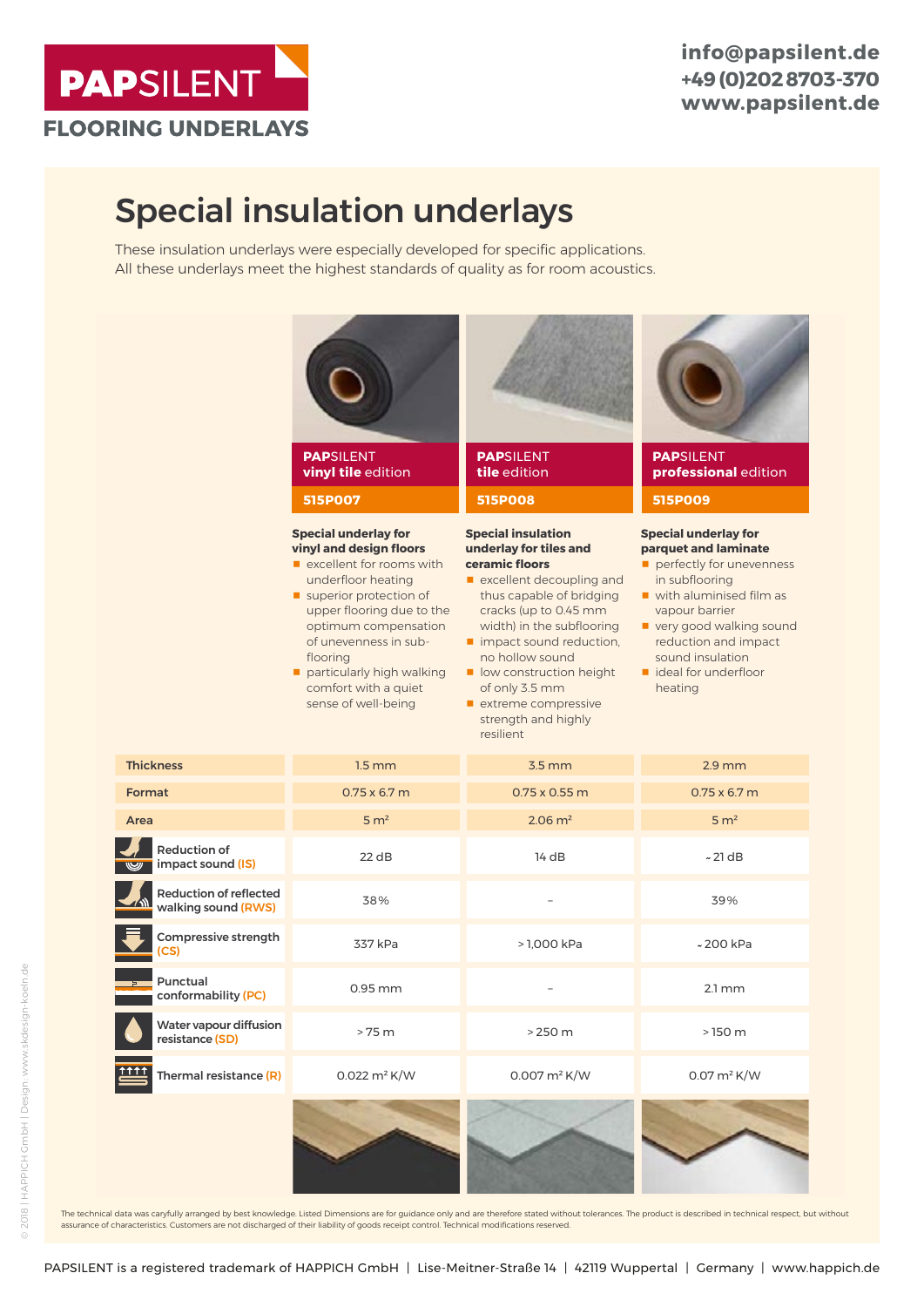PAPSILENT
FLOORING UNDERLAYS

info@papsilent.de
+49 (0)202 8703-370
www.papsilent.de

# Special insulation underlays

These insulation underlays were especially developed for specific applications.
All these underlays meet the highest standards of quality as for room acoustics.

| | PAPSILENT vinyl tile edition | PAPSILENT tile edition | PAPSILENT professional edition |
|---|---|---|---|
| | 515P007 | 515P008 | 515P009 |
| | **Special underlay for vinyl and design floors**<br>▪ excellent for rooms with underfloor heating<br>▪ superior protection of upper flooring due to the optimum compensation of unevenness in sub-flooring<br>▪ particularly high walking comfort with a quiet sense of well-being | **Special insulation underlay for tiles and ceramic floors**<br>▪ excellent decoupling and thus capable of bridging cracks (up to 0.45 mm width) in the subflooring<br>▪ impact sound reduction, no hollow sound<br>▪ low construction height of only 3.5 mm<br>▪ extreme compressive strength and highly resilient | **Special underlay for parquet and laminate**<br>▪ perfectly for unevenness in subflooring<br>▪ with aluminised film as vapour barrier<br>▪ very good walking sound reduction and impact sound insulation<br>▪ ideal for underfloor heating |
| **Thickness** | 1.5 mm | 3.5 mm | 2.9 mm |
| **Format** | 0.75 x 6.7 m | 0.75 x 0.55 m | 0.75 x 6.7 m |
| **Area** | 5 m² | 2.06 m² | 5 m² |
| Reduction of impact sound (IS) | 22 dB | 14 dB | ~ 21 dB |
| Reduction of reflected walking sound (RWS) | 38% | – | 39% |
| Compressive strength (CS) | 337 kPa | > 1,000 kPa | ~ 200 kPa |
| Punctual conformability (PC) | 0.95 mm | – | 2.1 mm |
| Water vapour diffusion resistance (SD) | > 75 m | > 250 m | > 150 m |
| Thermal resistance (R) | 0.022 m² K/W | 0.007 m² K/W | 0.07 m² K/W |

The technical data was caryfully arranged by best knowledge. Listed Dimensions are for guidance only and are therefore stated without tolerances. The product is described in technical respect, but without assurance of characteristics. Customers are not discharged of their liability of goods receipt control. Technical modifications reserved.

© 2018 | HAPPICH GmbH | Design: www.skdesign-koeln.de

PAPSILENT is a registered trademark of HAPPICH GmbH | Lise-Meitner-Straße 14 | 42119 Wuppertal | Germany | www.happich.de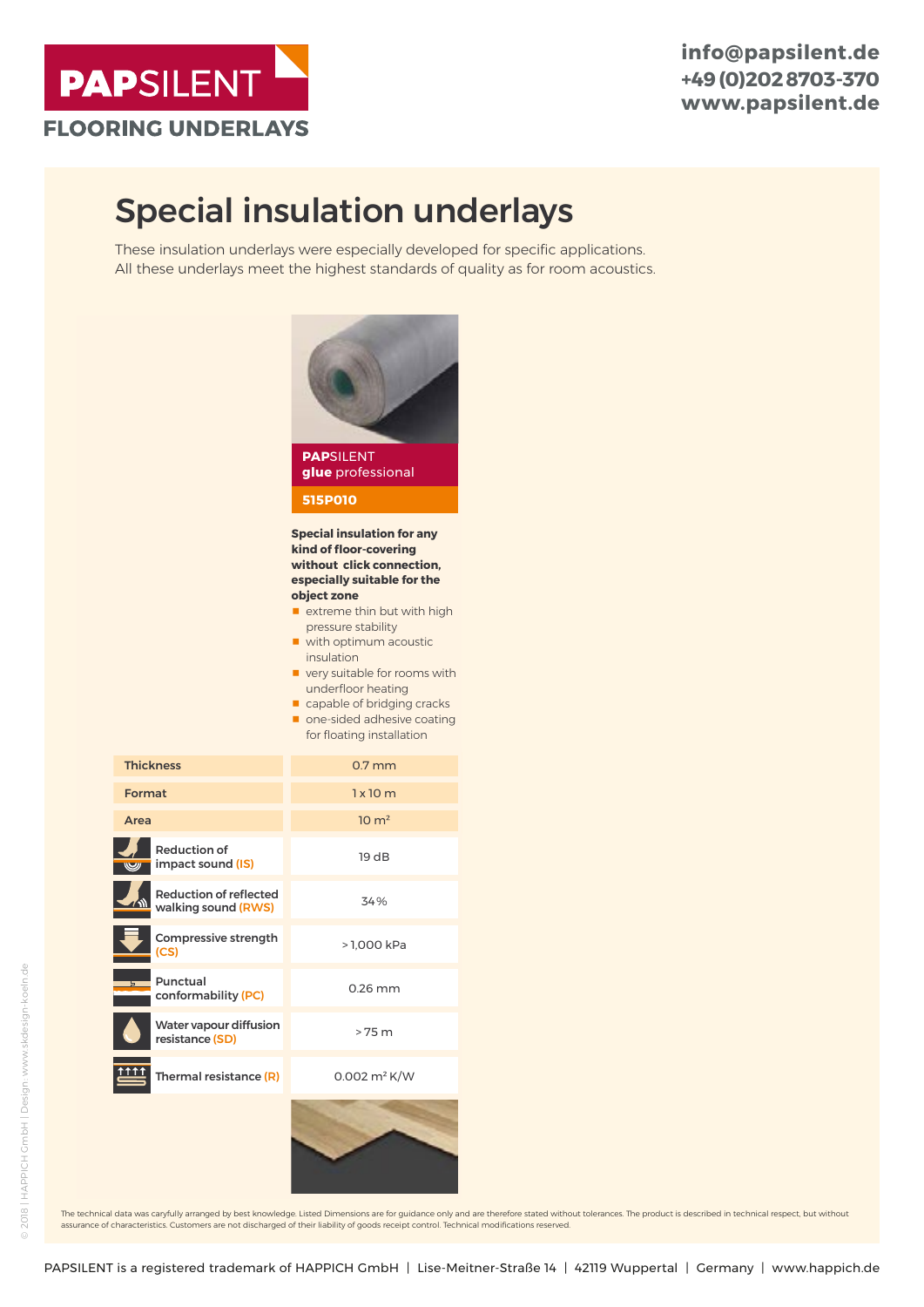PAPSILENT

FLOORING UNDERLAYS

info@papsilent.de
+49 (0)202 8703-370
www.papsilent.de

# Special insulation underlays

These insulation underlays were especially developed for specific applications.
All these underlays meet the highest standards of quality as for room acoustics.

**PAPSILENT**
**glue** professional

**515P010**

**Special insulation for any kind of floor-covering without click connection, especially suitable for the object zone**

- extreme thin but with high pressure stability
- with optimum acoustic insulation
- very suitable for rooms with underfloor heating
- capable of bridging cracks
- one-sided adhesive coating for floating installation

| | |
|---|---|
| Thickness | 0.7 mm |
| Format | 1 x 10 m |
| Area | 10 m² |
| Reduction of impact sound (IS) | 19 dB |
| Reduction of reflected walking sound (RWS) | 34 % |
| Compressive strength (CS) | > 1,000 kPa |
| Punctual conformability (PC) | 0.26 mm |
| Water vapour diffusion resistance (SD) | > 75 m |
| Thermal resistance (R) | 0.002 m² K/W |

The technical data was caryfully arranged by best knowledge. Listed Dimensions are for guidance only and are therefore stated without tolerances. The product is described in technical respect, but without assurance of characteristics. Customers are not discharged of their liability of goods receipt control. Technical modifications reserved.

© 2018 | HAPPICH GmbH | Design: www.skdesign-koeln.de

PAPSILENT is a registered trademark of HAPPICH GmbH | Lise-Meitner-Straße 14 | 42119 Wuppertal | Germany | www.happich.de